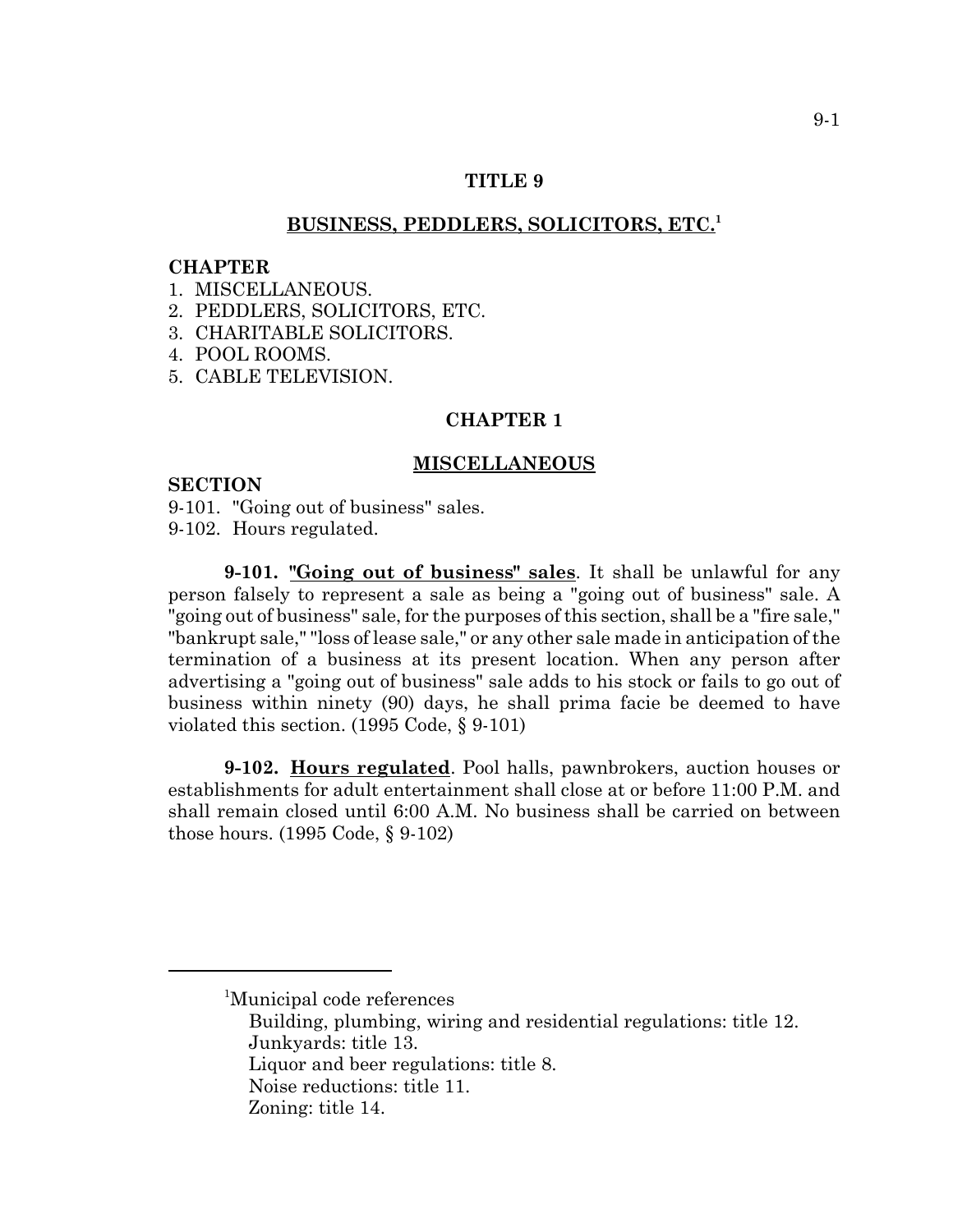# TITLE 9

## BUSINESS, PEDDLERS, SOLICITORS, ETC.[1]

**CHAPTER**

1. MISCELLANEOUS.
2. PEDDLERS, SOLICITORS, ETC.
3. CHARITABLE SOLICITORS.
4. POOL ROOMS.
5. CABLE TELEVISION.

## CHAPTER 1

## MISCELLANEOUS

**SECTION**

9-101. "Going out of business" sales.
9-102. Hours regulated.

**9-101. "Going out of business" sales**. It shall be unlawful for any person falsely to represent a sale as being a "going out of business" sale. A "going out of business" sale, for the purposes of this section, shall be a "fire sale," "bankrupt sale," "loss of lease sale," or any other sale made in anticipation of the termination of a business at its present location. When any person after advertising a "going out of business" sale adds to his stock or fails to go out of business within ninety (90) days, he shall prima facie be deemed to have violated this section. (1995 Code, § 9-101)

**9-102. Hours regulated**. Pool halls, pawnbrokers, auction houses or establishments for adult entertainment shall close at or before 11:00 P.M. and shall remain closed until 6:00 A.M. No business shall be carried on between those hours. (1995 Code, § 9-102)

---

[1]Municipal code references

Building, plumbing, wiring and residential regulations: title 12.
Junkyards: title 13.
Liquor and beer regulations: title 8.
Noise reductions: title 11.
Zoning: title 14.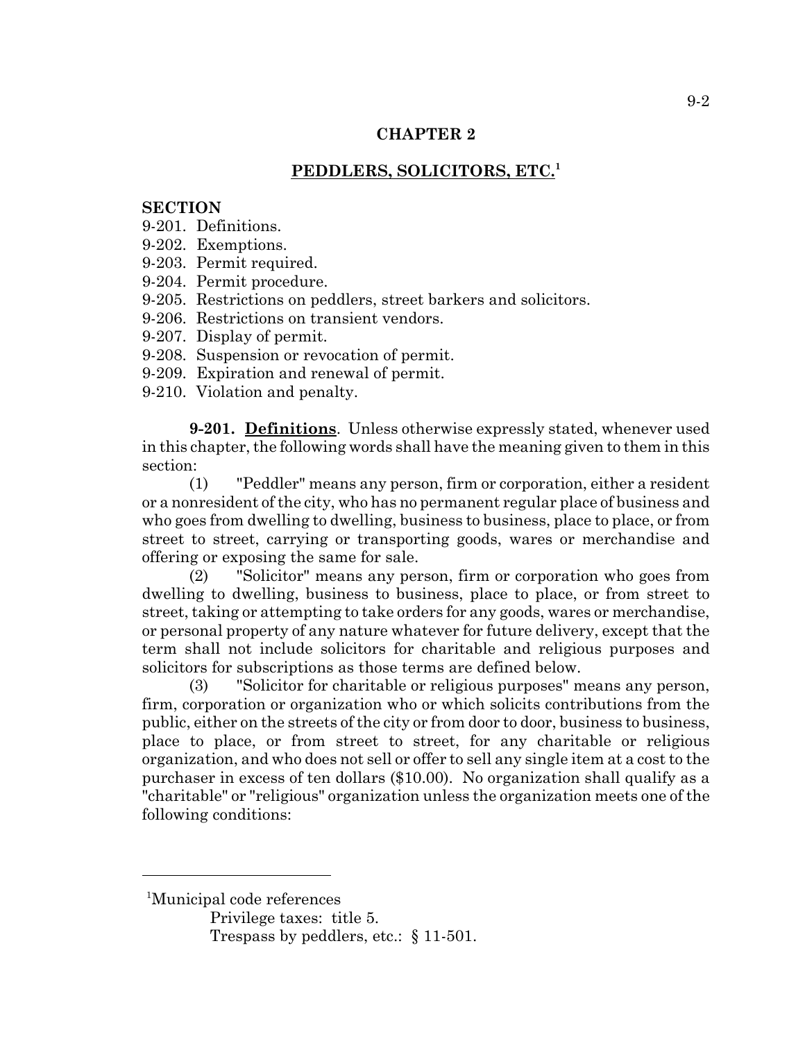## CHAPTER 2

## PEDDLERS, SOLICITORS, ETC.[1]

**SECTION**

9-201. Definitions.
9-202. Exemptions.
9-203. Permit required.
9-204. Permit procedure.
9-205. Restrictions on peddlers, street barkers and solicitors.
9-206. Restrictions on transient vendors.
9-207. Display of permit.
9-208. Suspension or revocation of permit.
9-209. Expiration and renewal of permit.
9-210. Violation and penalty.

**9-201. Definitions**. Unless otherwise expressly stated, whenever used in this chapter, the following words shall have the meaning given to them in this section:

(1) "Peddler" means any person, firm or corporation, either a resident or a nonresident of the city, who has no permanent regular place of business and who goes from dwelling to dwelling, business to business, place to place, or from street to street, carrying or transporting goods, wares or merchandise and offering or exposing the same for sale.

(2) "Solicitor" means any person, firm or corporation who goes from dwelling to dwelling, business to business, place to place, or from street to street, taking or attempting to take orders for any goods, wares or merchandise, or personal property of any nature whatever for future delivery, except that the term shall not include solicitors for charitable and religious purposes and solicitors for subscriptions as those terms are defined below.

(3) "Solicitor for charitable or religious purposes" means any person, firm, corporation or organization who or which solicits contributions from the public, either on the streets of the city or from door to door, business to business, place to place, or from street to street, for any charitable or religious organization, and who does not sell or offer to sell any single item at a cost to the purchaser in excess of ten dollars ($10.00). No organization shall qualify as a "charitable" or "religious" organization unless the organization meets one of the following conditions:

---

[1]Municipal code references
Privilege taxes: title 5.
Trespass by peddlers, etc.: § 11-501.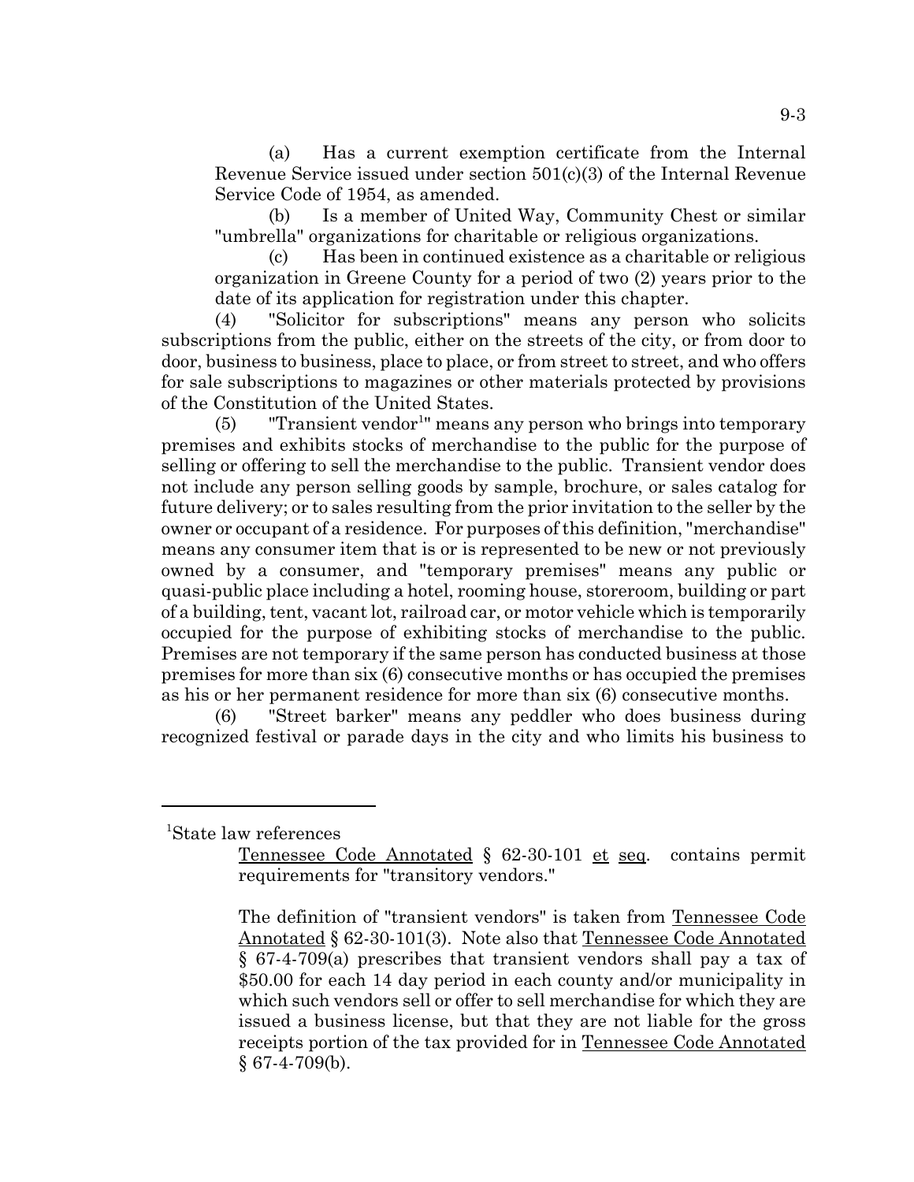(a) Has a current exemption certificate from the Internal Revenue Service issued under section 501(c)(3) of the Internal Revenue Service Code of 1954, as amended.

(b) Is a member of United Way, Community Chest or similar "umbrella" organizations for charitable or religious organizations.

(c) Has been in continued existence as a charitable or religious organization in Greene County for a period of two (2) years prior to the date of its application for registration under this chapter.

(4) "Solicitor for subscriptions" means any person who solicits subscriptions from the public, either on the streets of the city, or from door to door, business to business, place to place, or from street to street, and who offers for sale subscriptions to magazines or other materials protected by provisions of the Constitution of the United States.

(5) "Transient vendor[1]" means any person who brings into temporary premises and exhibits stocks of merchandise to the public for the purpose of selling or offering to sell the merchandise to the public. Transient vendor does not include any person selling goods by sample, brochure, or sales catalog for future delivery; or to sales resulting from the prior invitation to the seller by the owner or occupant of a residence. For purposes of this definition, "merchandise" means any consumer item that is or is represented to be new or not previously owned by a consumer, and "temporary premises" means any public or quasi-public place including a hotel, rooming house, storeroom, building or part of a building, tent, vacant lot, railroad car, or motor vehicle which is temporarily occupied for the purpose of exhibiting stocks of merchandise to the public. Premises are not temporary if the same person has conducted business at those premises for more than six (6) consecutive months or has occupied the premises as his or her permanent residence for more than six (6) consecutive months.

(6) "Street barker" means any peddler who does business during recognized festival or parade days in the city and who limits his business to

---

[1]State law references

Tennessee Code Annotated § 62-30-101 et seq. contains permit requirements for "transitory vendors."

The definition of "transient vendors" is taken from Tennessee Code Annotated § 62-30-101(3). Note also that Tennessee Code Annotated § 67-4-709(a) prescribes that transient vendors shall pay a tax of $50.00 for each 14 day period in each county and/or municipality in which such vendors sell or offer to sell merchandise for which they are issued a business license, but that they are not liable for the gross receipts portion of the tax provided for in Tennessee Code Annotated § 67-4-709(b).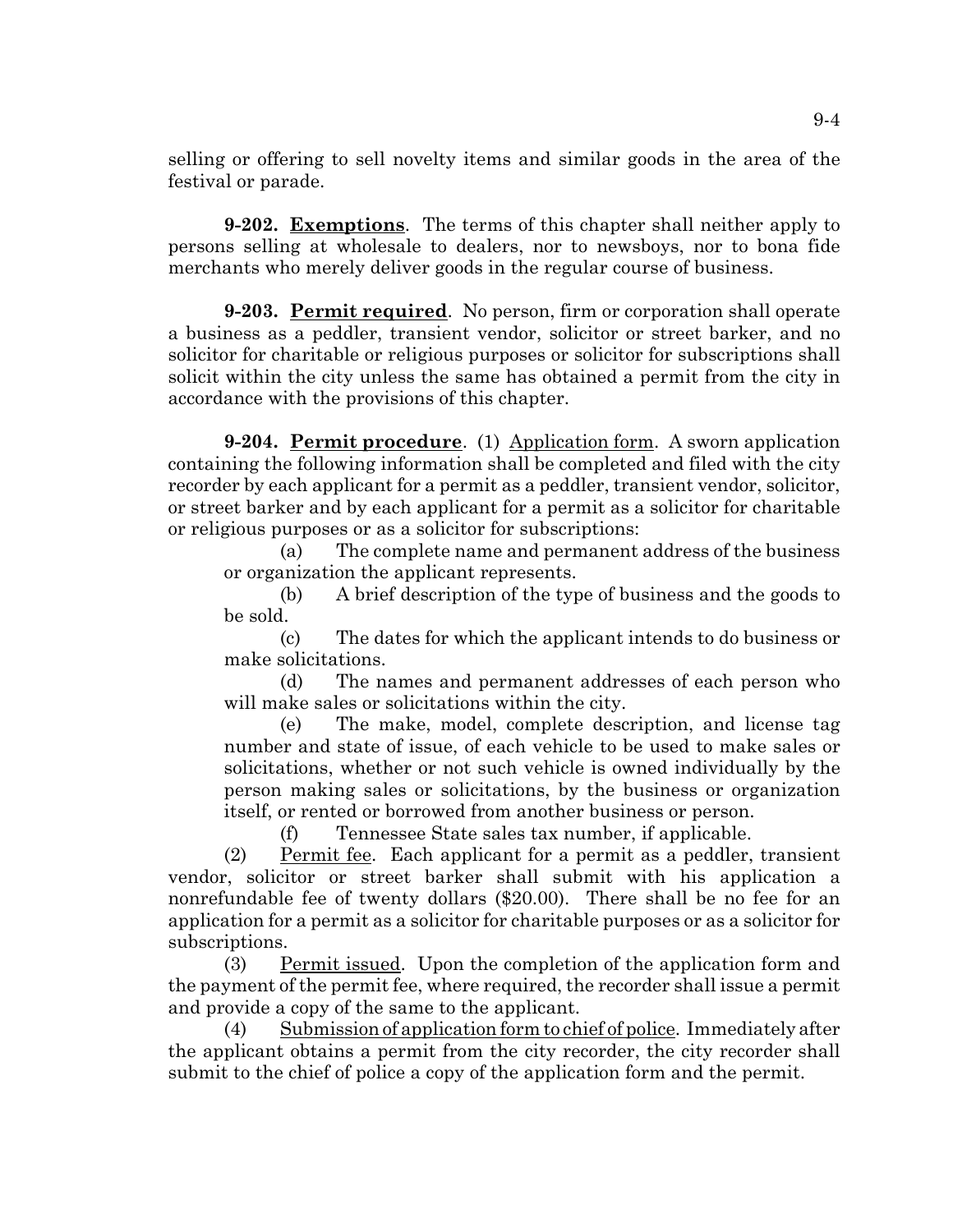selling or offering to sell novelty items and similar goods in the area of the festival or parade.

**9-202. Exemptions**. The terms of this chapter shall neither apply to persons selling at wholesale to dealers, nor to newsboys, nor to bona fide merchants who merely deliver goods in the regular course of business.

**9-203. Permit required**. No person, firm or corporation shall operate a business as a peddler, transient vendor, solicitor or street barker, and no solicitor for charitable or religious purposes or solicitor for subscriptions shall solicit within the city unless the same has obtained a permit from the city in accordance with the provisions of this chapter.

**9-204. Permit procedure**. (1) Application form. A sworn application containing the following information shall be completed and filed with the city recorder by each applicant for a permit as a peddler, transient vendor, solicitor, or street barker and by each applicant for a permit as a solicitor for charitable or religious purposes or as a solicitor for subscriptions:

(a) The complete name and permanent address of the business or organization the applicant represents.

(b) A brief description of the type of business and the goods to be sold.

(c) The dates for which the applicant intends to do business or make solicitations.

(d) The names and permanent addresses of each person who will make sales or solicitations within the city.

(e) The make, model, complete description, and license tag number and state of issue, of each vehicle to be used to make sales or solicitations, whether or not such vehicle is owned individually by the person making sales or solicitations, by the business or organization itself, or rented or borrowed from another business or person.

(f) Tennessee State sales tax number, if applicable.

(2) Permit fee. Each applicant for a permit as a peddler, transient vendor, solicitor or street barker shall submit with his application a nonrefundable fee of twenty dollars ($20.00). There shall be no fee for an application for a permit as a solicitor for charitable purposes or as a solicitor for subscriptions.

(3) Permit issued. Upon the completion of the application form and the payment of the permit fee, where required, the recorder shall issue a permit and provide a copy of the same to the applicant.

(4) Submission of application form to chief of police. Immediately after the applicant obtains a permit from the city recorder, the city recorder shall submit to the chief of police a copy of the application form and the permit.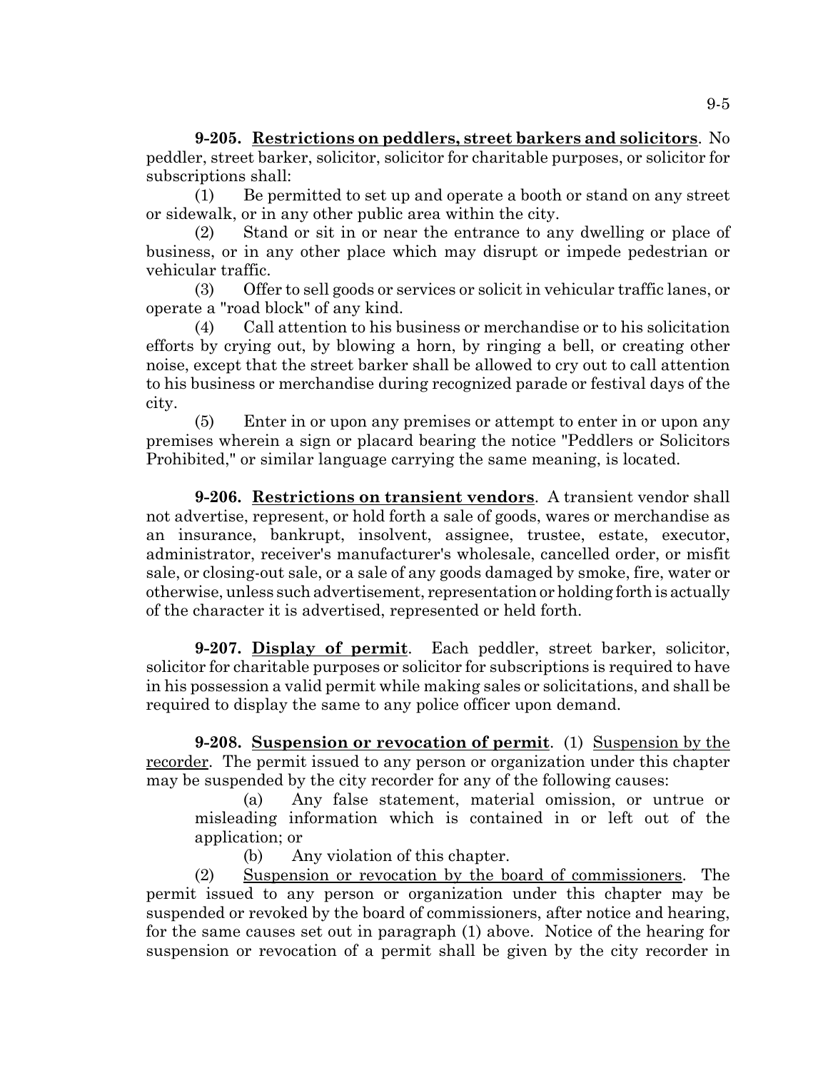**9-205. Restrictions on peddlers, street barkers and solicitors**. No peddler, street barker, solicitor, solicitor for charitable purposes, or solicitor for subscriptions shall:

(1) Be permitted to set up and operate a booth or stand on any street or sidewalk, or in any other public area within the city.

(2) Stand or sit in or near the entrance to any dwelling or place of business, or in any other place which may disrupt or impede pedestrian or vehicular traffic.

(3) Offer to sell goods or services or solicit in vehicular traffic lanes, or operate a "road block" of any kind.

(4) Call attention to his business or merchandise or to his solicitation efforts by crying out, by blowing a horn, by ringing a bell, or creating other noise, except that the street barker shall be allowed to cry out to call attention to his business or merchandise during recognized parade or festival days of the city.

(5) Enter in or upon any premises or attempt to enter in or upon any premises wherein a sign or placard bearing the notice "Peddlers or Solicitors Prohibited," or similar language carrying the same meaning, is located.

**9-206. Restrictions on transient vendors**. A transient vendor shall not advertise, represent, or hold forth a sale of goods, wares or merchandise as an insurance, bankrupt, insolvent, assignee, trustee, estate, executor, administrator, receiver's manufacturer's wholesale, cancelled order, or misfit sale, or closing-out sale, or a sale of any goods damaged by smoke, fire, water or otherwise, unless such advertisement, representation or holding forth is actually of the character it is advertised, represented or held forth.

**9-207. Display of permit**. Each peddler, street barker, solicitor, solicitor for charitable purposes or solicitor for subscriptions is required to have in his possession a valid permit while making sales or solicitations, and shall be required to display the same to any police officer upon demand.

**9-208. Suspension or revocation of permit**. (1) Suspension by the recorder. The permit issued to any person or organization under this chapter may be suspended by the city recorder for any of the following causes:

(a) Any false statement, material omission, or untrue or misleading information which is contained in or left out of the application; or

(b) Any violation of this chapter.

(2) Suspension or revocation by the board of commissioners. The permit issued to any person or organization under this chapter may be suspended or revoked by the board of commissioners, after notice and hearing, for the same causes set out in paragraph (1) above. Notice of the hearing for suspension or revocation of a permit shall be given by the city recorder in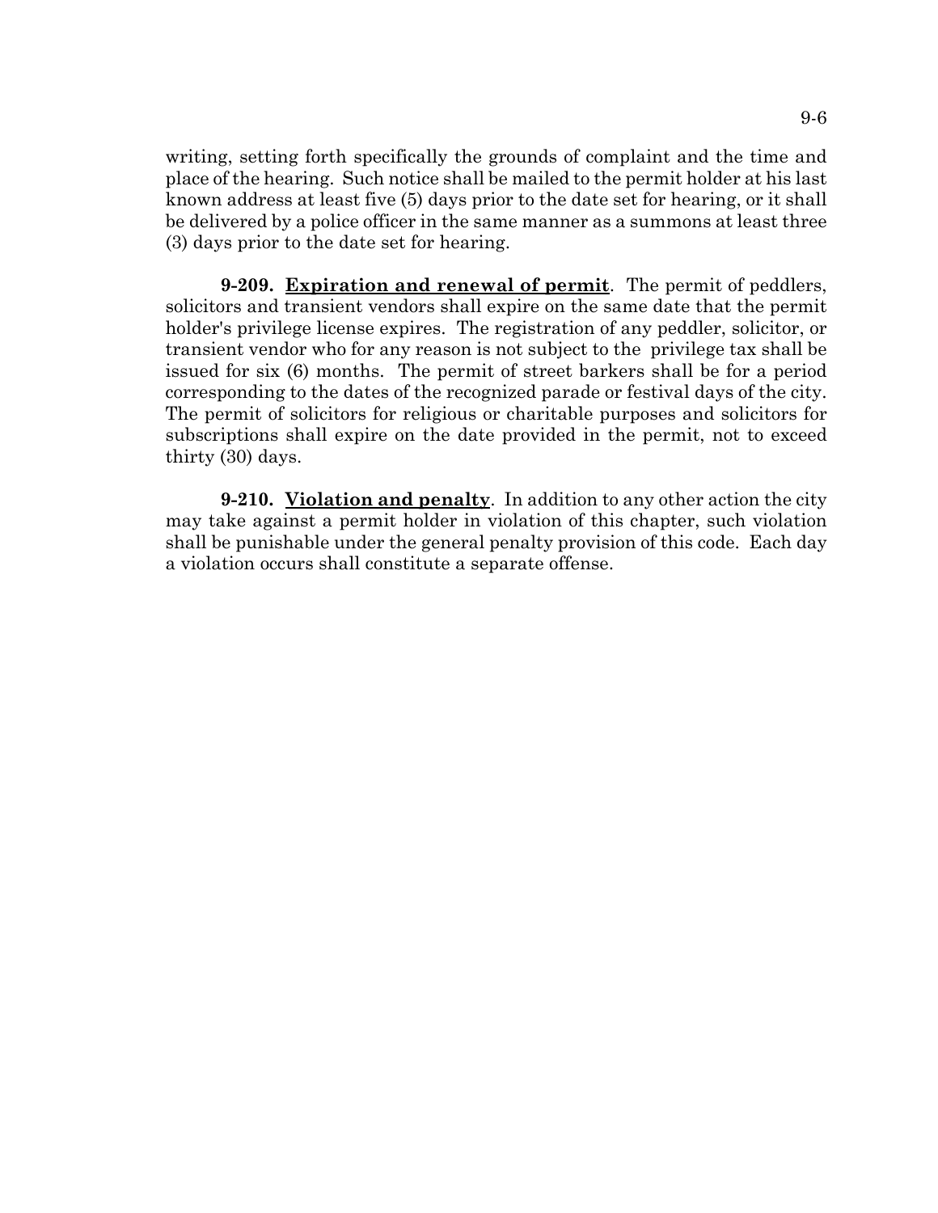writing, setting forth specifically the grounds of complaint and the time and place of the hearing. Such notice shall be mailed to the permit holder at his last known address at least five (5) days prior to the date set for hearing, or it shall be delivered by a police officer in the same manner as a summons at least three (3) days prior to the date set for hearing.

**9-209. Expiration and renewal of permit**. The permit of peddlers, solicitors and transient vendors shall expire on the same date that the permit holder's privilege license expires. The registration of any peddler, solicitor, or transient vendor who for any reason is not subject to the privilege tax shall be issued for six (6) months. The permit of street barkers shall be for a period corresponding to the dates of the recognized parade or festival days of the city. The permit of solicitors for religious or charitable purposes and solicitors for subscriptions shall expire on the date provided in the permit, not to exceed thirty (30) days.

**9-210. Violation and penalty**. In addition to any other action the city may take against a permit holder in violation of this chapter, such violation shall be punishable under the general penalty provision of this code. Each day a violation occurs shall constitute a separate offense.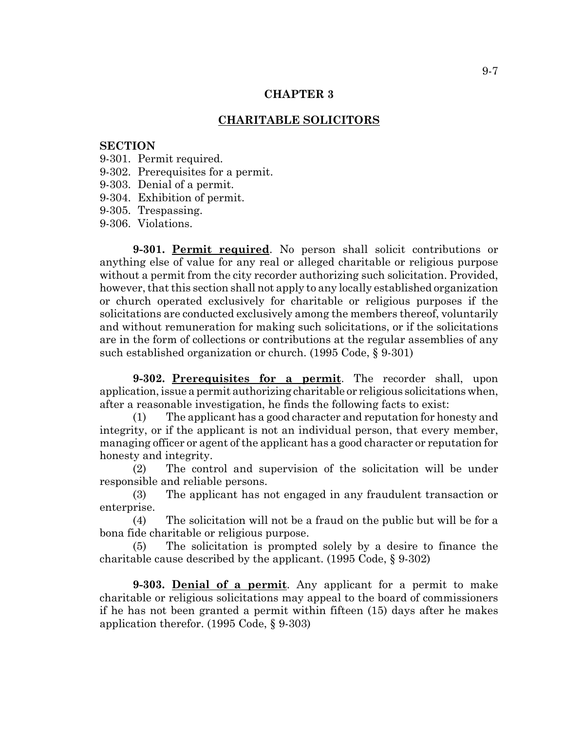# CHAPTER 3

## CHARITABLE SOLICITORS

**SECTION**

9-301. Permit required.
9-302. Prerequisites for a permit.
9-303. Denial of a permit.
9-304. Exhibition of permit.
9-305. Trespassing.
9-306. Violations.

**9-301. Permit required**. No person shall solicit contributions or anything else of value for any real or alleged charitable or religious purpose without a permit from the city recorder authorizing such solicitation. Provided, however, that this section shall not apply to any locally established organization or church operated exclusively for charitable or religious purposes if the solicitations are conducted exclusively among the members thereof, voluntarily and without remuneration for making such solicitations, or if the solicitations are in the form of collections or contributions at the regular assemblies of any such established organization or church. (1995 Code, § 9-301)

**9-302. Prerequisites for a permit**. The recorder shall, upon application, issue a permit authorizing charitable or religious solicitations when, after a reasonable investigation, he finds the following facts to exist:

(1) The applicant has a good character and reputation for honesty and integrity, or if the applicant is not an individual person, that every member, managing officer or agent of the applicant has a good character or reputation for honesty and integrity.

(2) The control and supervision of the solicitation will be under responsible and reliable persons.

(3) The applicant has not engaged in any fraudulent transaction or enterprise.

(4) The solicitation will not be a fraud on the public but will be for a bona fide charitable or religious purpose.

(5) The solicitation is prompted solely by a desire to finance the charitable cause described by the applicant. (1995 Code, § 9-302)

**9-303. Denial of a permit**. Any applicant for a permit to make charitable or religious solicitations may appeal to the board of commissioners if he has not been granted a permit within fifteen (15) days after he makes application therefor. (1995 Code, § 9-303)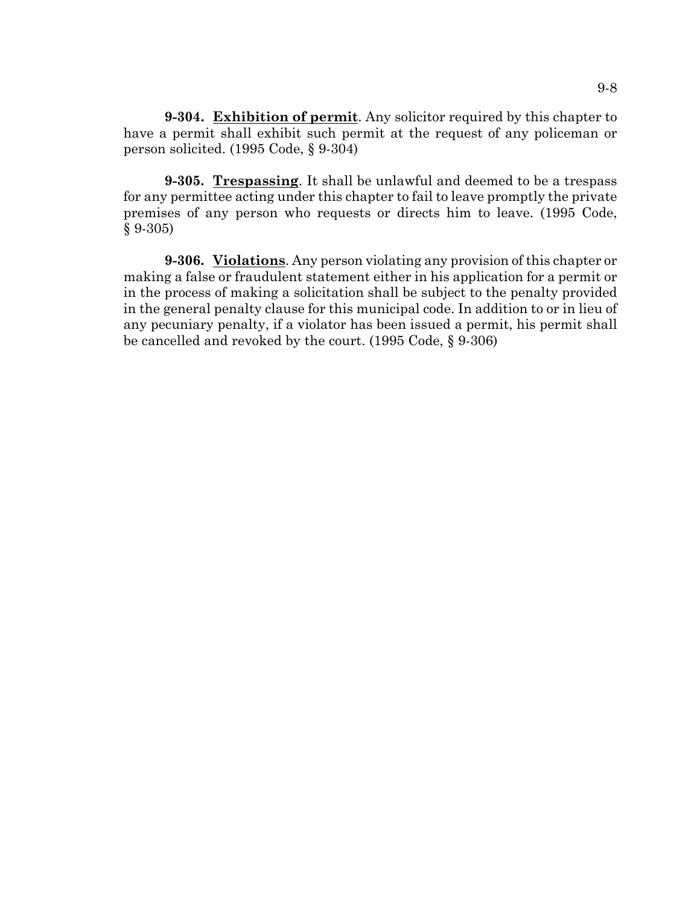**9-304. Exhibition of permit**. Any solicitor required by this chapter to have a permit shall exhibit such permit at the request of any policeman or person solicited. (1995 Code, § 9-304)

**9-305. Trespassing**. It shall be unlawful and deemed to be a trespass for any permittee acting under this chapter to fail to leave promptly the private premises of any person who requests or directs him to leave. (1995 Code, § 9-305)

**9-306. Violations**. Any person violating any provision of this chapter or making a false or fraudulent statement either in his application for a permit or in the process of making a solicitation shall be subject to the penalty provided in the general penalty clause for this municipal code. In addition to or in lieu of any pecuniary penalty, if a violator has been issued a permit, his permit shall be cancelled and revoked by the court. (1995 Code, § 9-306)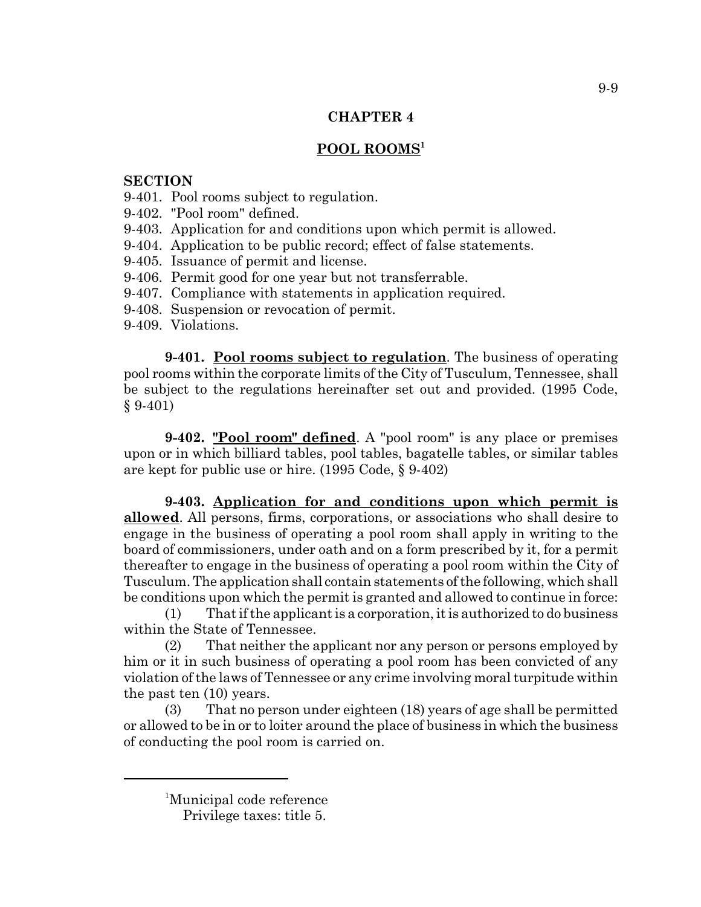## CHAPTER 4

## POOL ROOMS[1]

**SECTION**

9-401. Pool rooms subject to regulation.
9-402. "Pool room" defined.
9-403. Application for and conditions upon which permit is allowed.
9-404. Application to be public record; effect of false statements.
9-405. Issuance of permit and license.
9-406. Permit good for one year but not transferrable.
9-407. Compliance with statements in application required.
9-408. Suspension or revocation of permit.
9-409. Violations.

**9-401. Pool rooms subject to regulation**. The business of operating pool rooms within the corporate limits of the City of Tusculum, Tennessee, shall be subject to the regulations hereinafter set out and provided. (1995 Code, § 9-401)

**9-402. "Pool room" defined**. A "pool room" is any place or premises upon or in which billiard tables, pool tables, bagatelle tables, or similar tables are kept for public use or hire. (1995 Code, § 9-402)

**9-403. Application for and conditions upon which permit is allowed**. All persons, firms, corporations, or associations who shall desire to engage in the business of operating a pool room shall apply in writing to the board of commissioners, under oath and on a form prescribed by it, for a permit thereafter to engage in the business of operating a pool room within the City of Tusculum. The application shall contain statements of the following, which shall be conditions upon which the permit is granted and allowed to continue in force:

(1) That if the applicant is a corporation, it is authorized to do business within the State of Tennessee.

(2) That neither the applicant nor any person or persons employed by him or it in such business of operating a pool room has been convicted of any violation of the laws of Tennessee or any crime involving moral turpitude within the past ten (10) years.

(3) That no person under eighteen (18) years of age shall be permitted or allowed to be in or to loiter around the place of business in which the business of conducting the pool room is carried on.

---

[1]Municipal code reference
Privilege taxes: title 5.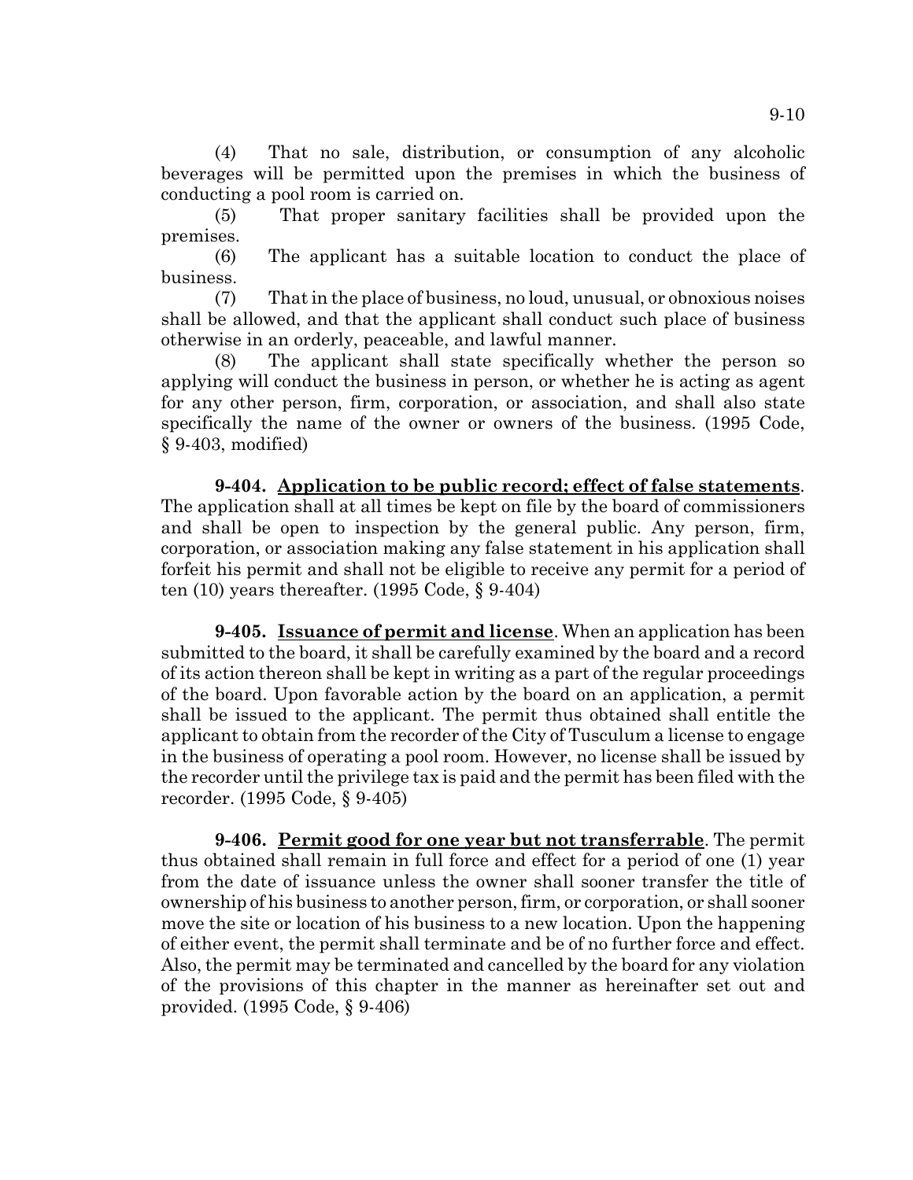(4) That no sale, distribution, or consumption of any alcoholic beverages will be permitted upon the premises in which the business of conducting a pool room is carried on.

(5) That proper sanitary facilities shall be provided upon the premises.

(6) The applicant has a suitable location to conduct the place of business.

(7) That in the place of business, no loud, unusual, or obnoxious noises shall be allowed, and that the applicant shall conduct such place of business otherwise in an orderly, peaceable, and lawful manner.

(8) The applicant shall state specifically whether the person so applying will conduct the business in person, or whether he is acting as agent for any other person, firm, corporation, or association, and shall also state specifically the name of the owner or owners of the business. (1995 Code, § 9-403, modified)

**9-404. Application to be public record; effect of false statements.** The application shall at all times be kept on file by the board of commissioners and shall be open to inspection by the general public. Any person, firm, corporation, or association making any false statement in his application shall forfeit his permit and shall not be eligible to receive any permit for a period of ten (10) years thereafter. (1995 Code, § 9-404)

**9-405. Issuance of permit and license.** When an application has been submitted to the board, it shall be carefully examined by the board and a record of its action thereon shall be kept in writing as a part of the regular proceedings of the board. Upon favorable action by the board on an application, a permit shall be issued to the applicant. The permit thus obtained shall entitle the applicant to obtain from the recorder of the City of Tusculum a license to engage in the business of operating a pool room. However, no license shall be issued by the recorder until the privilege tax is paid and the permit has been filed with the recorder. (1995 Code, § 9-405)

**9-406. Permit good for one year but not transferrable.** The permit thus obtained shall remain in full force and effect for a period of one (1) year from the date of issuance unless the owner shall sooner transfer the title of ownership of his business to another person, firm, or corporation, or shall sooner move the site or location of his business to a new location. Upon the happening of either event, the permit shall terminate and be of no further force and effect. Also, the permit may be terminated and cancelled by the board for any violation of the provisions of this chapter in the manner as hereinafter set out and provided. (1995 Code, § 9-406)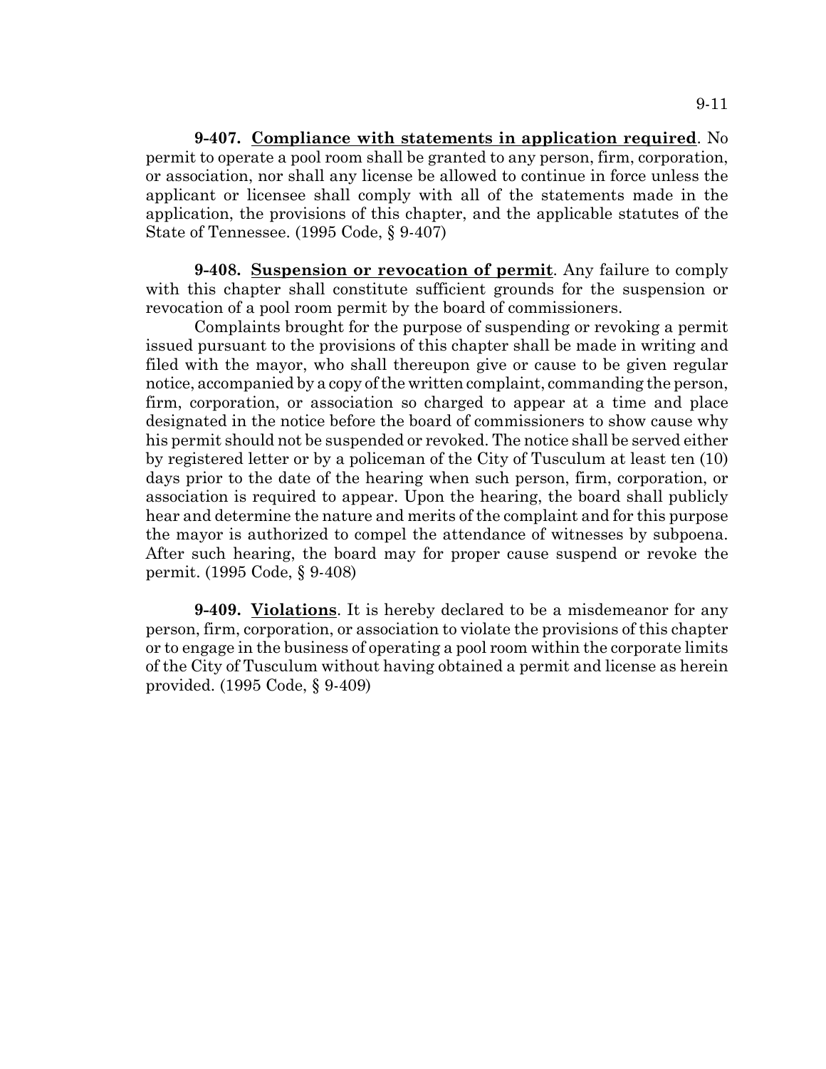**9-407. Compliance with statements in application required**. No permit to operate a pool room shall be granted to any person, firm, corporation, or association, nor shall any license be allowed to continue in force unless the applicant or licensee shall comply with all of the statements made in the application, the provisions of this chapter, and the applicable statutes of the State of Tennessee. (1995 Code, § 9-407)

**9-408. Suspension or revocation of permit**. Any failure to comply with this chapter shall constitute sufficient grounds for the suspension or revocation of a pool room permit by the board of commissioners.

Complaints brought for the purpose of suspending or revoking a permit issued pursuant to the provisions of this chapter shall be made in writing and filed with the mayor, who shall thereupon give or cause to be given regular notice, accompanied by a copy of the written complaint, commanding the person, firm, corporation, or association so charged to appear at a time and place designated in the notice before the board of commissioners to show cause why his permit should not be suspended or revoked. The notice shall be served either by registered letter or by a policeman of the City of Tusculum at least ten (10) days prior to the date of the hearing when such person, firm, corporation, or association is required to appear. Upon the hearing, the board shall publicly hear and determine the nature and merits of the complaint and for this purpose the mayor is authorized to compel the attendance of witnesses by subpoena. After such hearing, the board may for proper cause suspend or revoke the permit. (1995 Code, § 9-408)

**9-409. Violations**. It is hereby declared to be a misdemeanor for any person, firm, corporation, or association to violate the provisions of this chapter or to engage in the business of operating a pool room within the corporate limits of the City of Tusculum without having obtained a permit and license as herein provided. (1995 Code, § 9-409)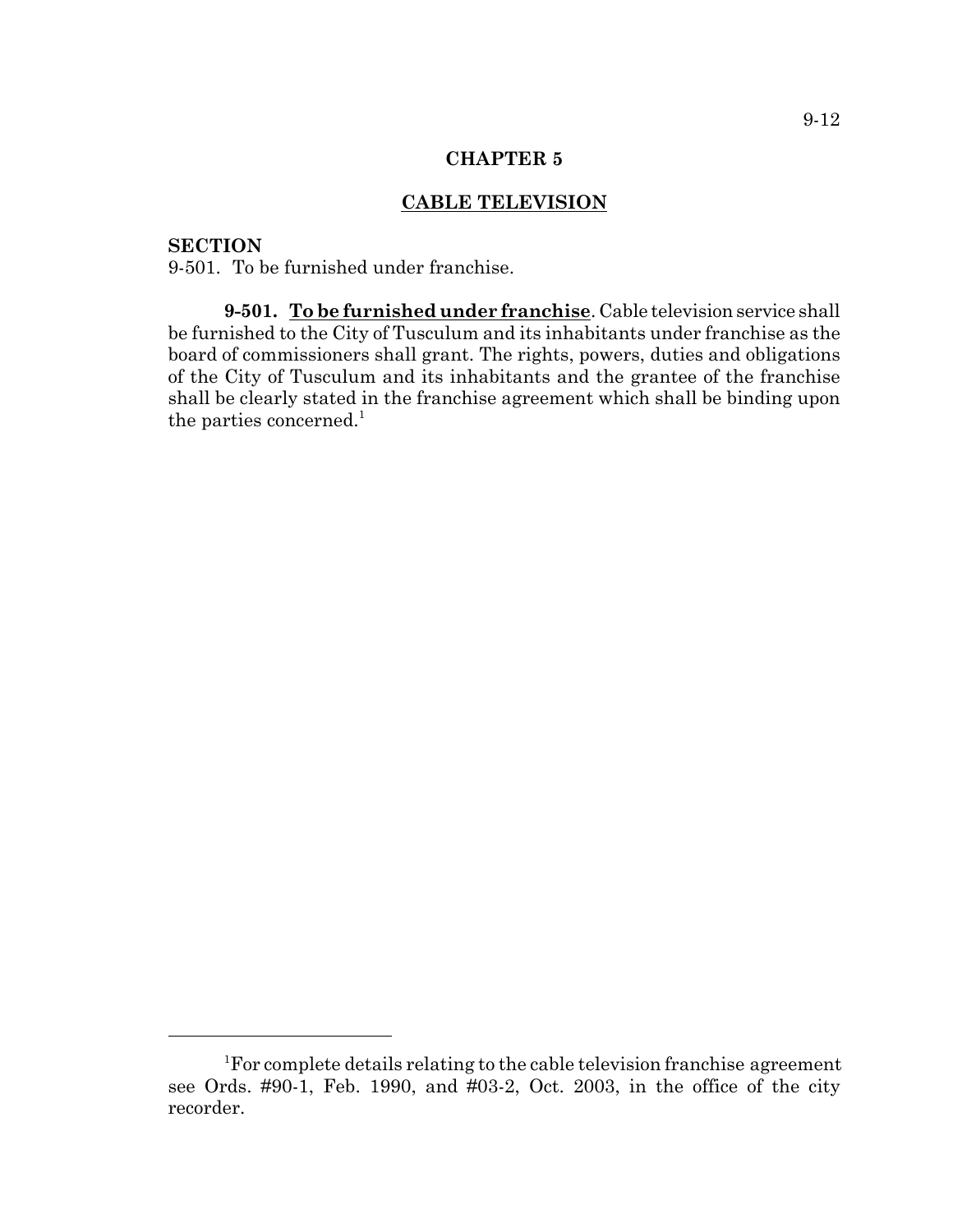# CHAPTER 5

## CABLE TELEVISION

**SECTION**

9-501. To be furnished under franchise.

**9-501. <u>To be furnished under franchise</u>**. Cable television service shall be furnished to the City of Tusculum and its inhabitants under franchise as the board of commissioners shall grant. The rights, powers, duties and obligations of the City of Tusculum and its inhabitants and the grantee of the franchise shall be clearly stated in the franchise agreement which shall be binding upon the parties concerned.[1]

---

[1] For complete details relating to the cable television franchise agreement see Ords. #90-1, Feb. 1990, and #03-2, Oct. 2003, in the office of the city recorder.